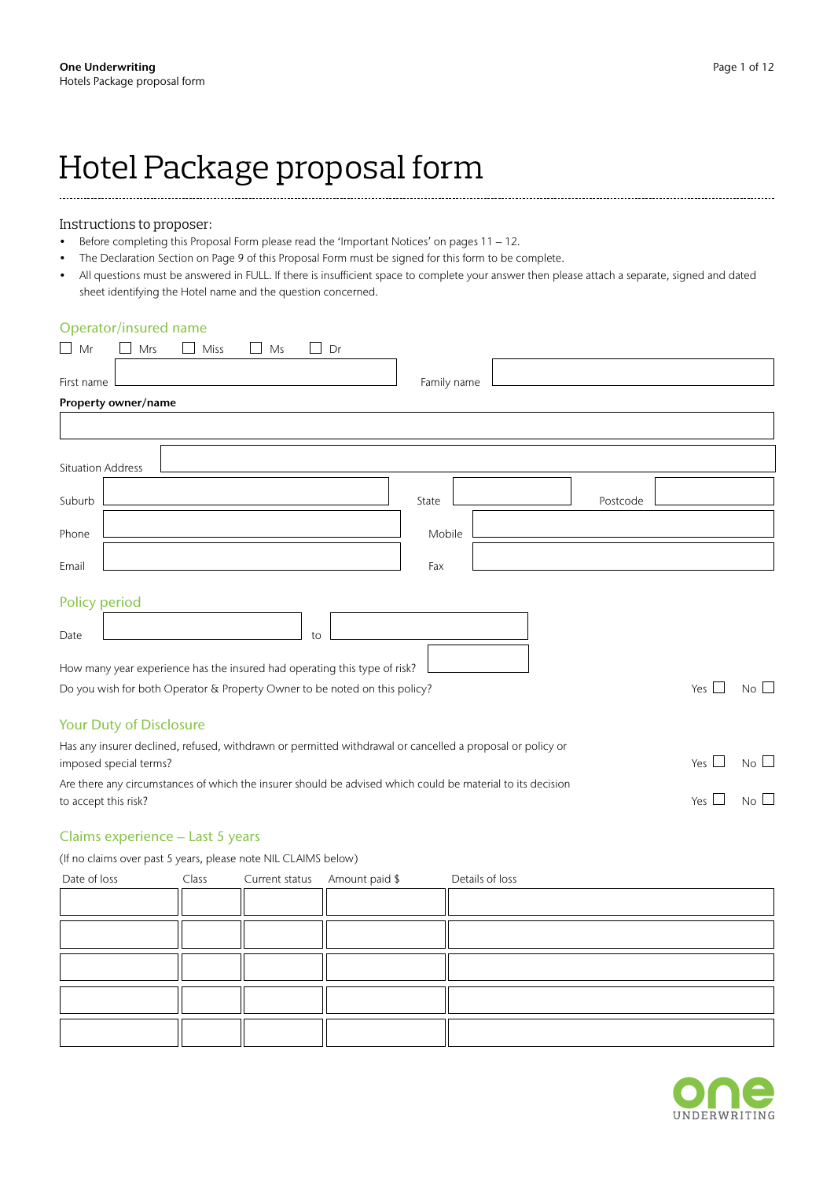# Hotel Package proposal form

Instructions to proposer:

- Before completing this Proposal Form please read the 'Important Notices' on pages 11 – 12.
- The Declaration Section on Page 9 of this Proposal Form must be signed for this form to be complete.
- All questions must be answered in FULL. If there is insufficient space to complete your answer then please attach a separate, signed and dated sheet identifying the Hotel name and the question concerned.

## Operator/insured name

☐ Mr ☐ Mrs ☐ Miss ☐ Ms ☐ Dr

First name ______________________ Family name ______________________

**Property owner/name**

______________________

Situation Address ______________________

Suburb ______________________ State ____________ Postcode ____________

Phone ______________________ Mobile ______________________

Email ______________________ Fax ______________________

## Policy period

Date ______________________ to ______________________

How many year experience has the insured had operating this type of risk? ____________

Do you wish for both Operator & Property Owner to be noted on this policy? Yes ☐ No ☐

## Your Duty of Disclosure

Has any insurer declined, refused, withdrawn or permitted withdrawal or cancelled a proposal or policy or imposed special terms? Yes ☐ No ☐

Are there any circumstances of which the insurer should be advised which could be material to its decision to accept this risk? Yes ☐ No ☐

## Claims experience – Last 5 years

(If no claims over past 5 years, please note NIL CLAIMS below)

| Date of loss | Class | Current status | Amount paid $ | Details of loss |
|---|---|---|---|---|
| | | | | |
| | | | | |
| | | | | |
| | | | | |
| | | | | |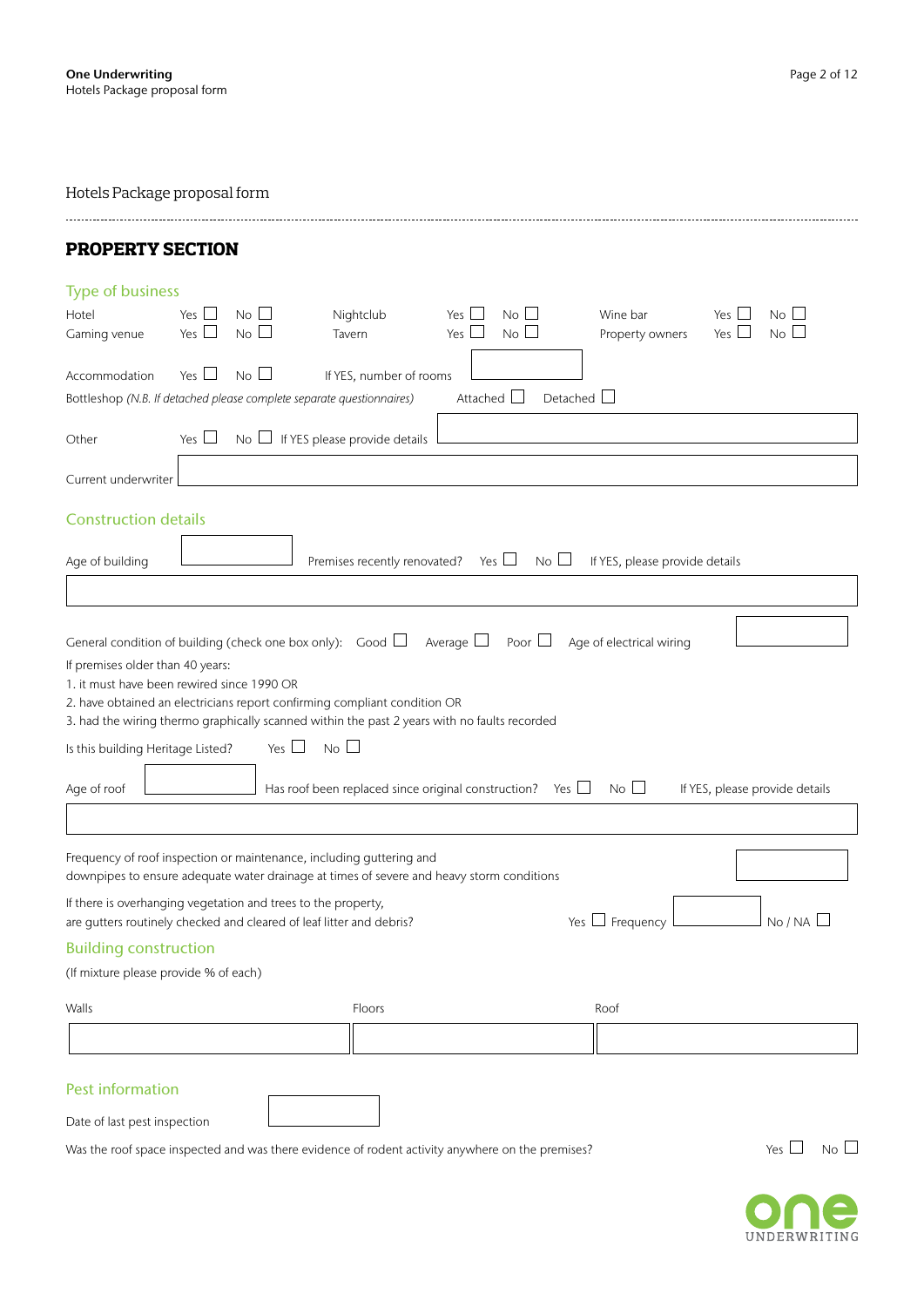Hotels Package proposal form

## PROPERTY SECTION

### Type of business

| | | | | | | | | |
|---|---|---|---|---|---|---|---|---|
| Hotel | Yes ☐ | No ☐ | Nightclub | Yes ☐ | No ☐ | Wine bar | Yes ☐ | No ☐ |
| Gaming venue | Yes ☐ | No ☐ | Tavern | Yes ☐ | No ☐ | Property owners | Yes ☐ | No ☐ |

Accommodation Yes ☐ No ☐ If YES, number of rooms ____________

Bottleshop *(N.B. If detached please complete separate questionnaires)* Attached ☐ Detached ☐

Other Yes ☐ No ☐ If YES please provide details ____________

Current underwriter ____________

### Construction details

Age of building ____________ Premises recently renovated? Yes ☐ No ☐ If YES, please provide details

____________

General condition of building (check one box only): Good ☐ Average ☐ Poor ☐ Age of electrical wiring ____________

If premises older than 40 years:

1. it must have been rewired since 1990 OR
2. have obtained an electricians report confirming compliant condition OR
3. had the wiring thermo graphically scanned within the past 2 years with no faults recorded

Is this building Heritage Listed? Yes ☐ No ☐

Age of roof ____________ Has roof been replaced since original construction? Yes ☐ No ☐ If YES, please provide details

____________

Frequency of roof inspection or maintenance, including guttering and downpipes to ensure adequate water drainage at times of severe and heavy storm conditions ____________

If there is overhanging vegetation and trees to the property, are gutters routinely checked and cleared of leaf litter and debris? Yes ☐ Frequency ____________ No / NA ☐

### Building construction

(If mixture please provide % of each)

| Walls | Floors | Roof |
|---|---|---|
| | | |

### Pest information

Date of last pest inspection ____________

Was the roof space inspected and was there evidence of rodent activity anywhere on the premises? Yes ☐ No ☐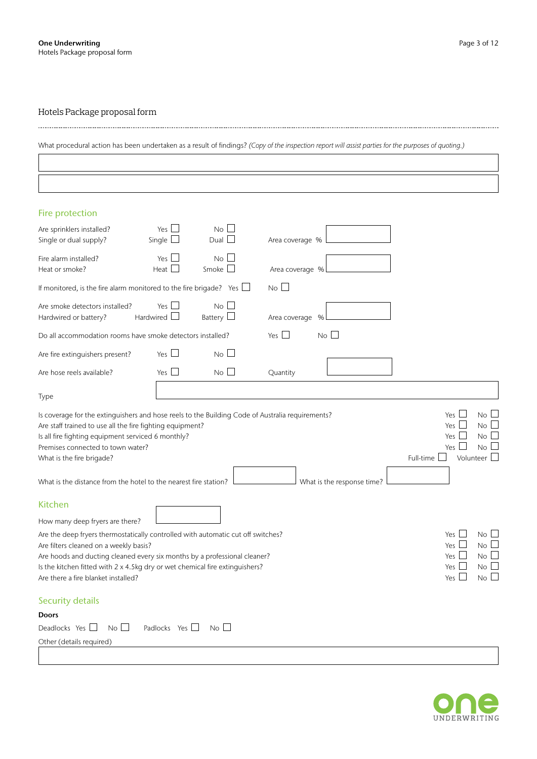## Hotels Package proposal form

What procedural action has been undertaken as a result of findings? *(Copy of the inspection report will assist parties for the purposes of quoting.)*

## Fire protection

Are sprinklers installed? Yes ☐ No ☐
Single or dual supply? Single ☐ Dual ☐ Area coverage %

Fire alarm installed? Yes ☐ No ☐
Heat or smoke? Heat ☐ Smoke ☐ Area coverage %

If monitored, is the fire alarm monitored to the fire brigade? Yes ☐ No ☐

Are smoke detectors installed? Yes ☐ No ☐
Hardwired or battery? Hardwired ☐ Battery ☐ Area coverage %

Do all accommodation rooms have smoke detectors installed? Yes ☐ No ☐

Are fire extinguishers present? Yes ☐ No ☐

Are hose reels available? Yes ☐ No ☐ Quantity

Type

Is coverage for the extinguishers and hose reels to the Building Code of Australia requirements? Yes ☐ No ☐
Are staff trained to use all the fire fighting equipment? Yes ☐ No ☐
Is all fire fighting equipment serviced 6 monthly? Yes ☐ No ☐
Premises connected to town water? Yes ☐ No ☐
What is the fire brigade? Full-time ☐ Volunteer ☐

What is the distance from the hotel to the nearest fire station? What is the response time?

## Kitchen

How many deep fryers are there?

Are the deep fryers thermostatically controlled with automatic cut off switches? Yes ☐ No ☐
Are filters cleaned on a weekly basis? Yes ☐ No ☐
Are hoods and ducting cleaned every six months by a professional cleaner? Yes ☐ No ☐
Is the kitchen fitted with 2 x 4.5kg dry or wet chemical fire extinguishers? Yes ☐ No ☐
Are there a fire blanket installed? Yes ☐ No ☐

## Security details

**Doors**

Deadlocks Yes ☐ No ☐ Padlocks Yes ☐ No ☐

Other (details required)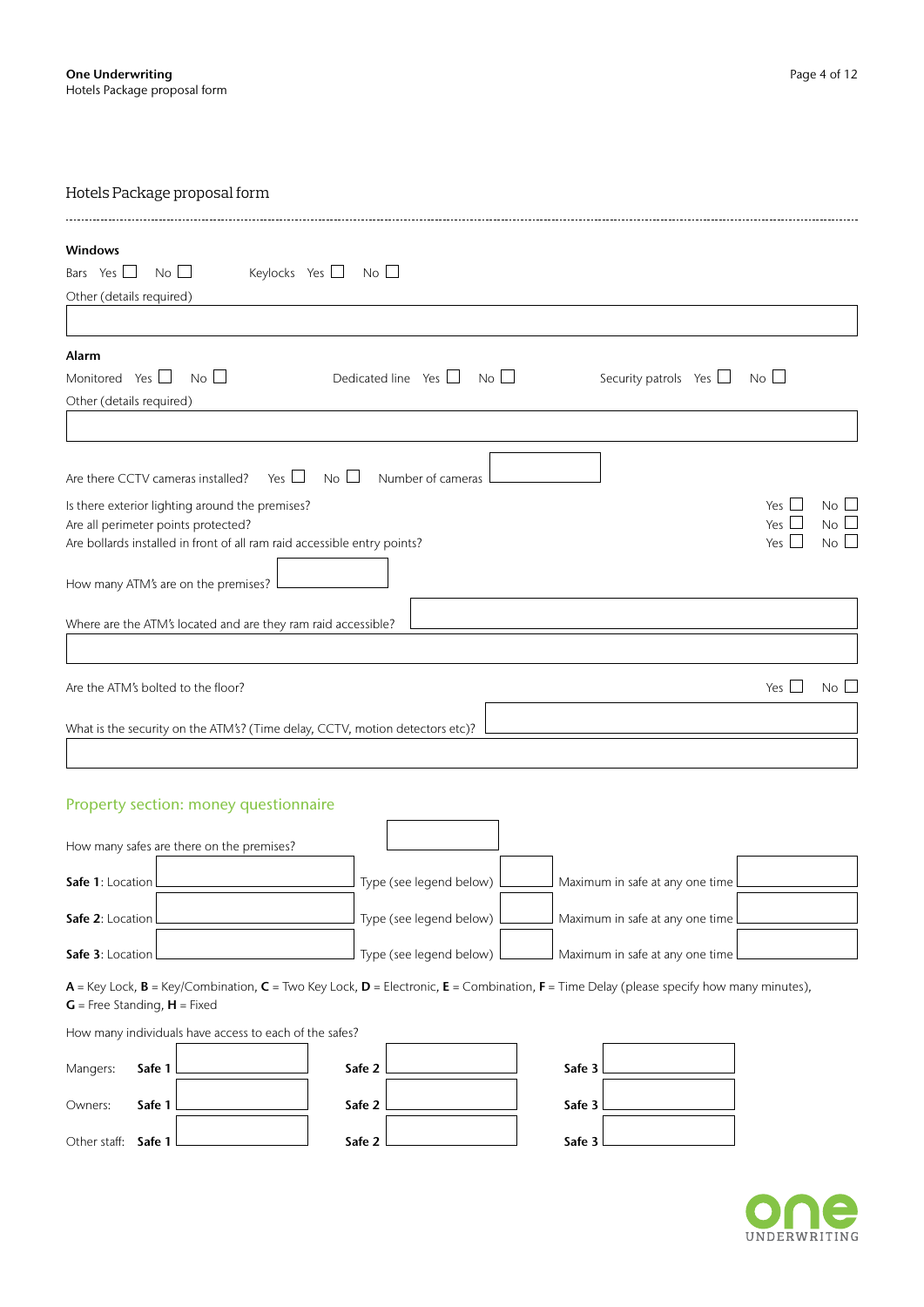## Hotels Package proposal form

**Windows**

Bars Yes ☐ No ☐ Keylocks Yes ☐ No ☐

Other (details required)

**Alarm**

Monitored Yes ☐ No ☐ Dedicated line Yes ☐ No ☐ Security patrols Yes ☐ No ☐

Other (details required)

Are there CCTV cameras installed? Yes ☐ No ☐ Number of cameras

Is there exterior lighting around the premises? Yes ☐ No ☐

Are all perimeter points protected? Yes ☐ No ☐

Are bollards installed in front of all ram raid accessible entry points? Yes ☐ No ☐

How many ATM's are on the premises?

Where are the ATM's located and are they ram raid accessible?

Are the ATM's bolted to the floor? Yes ☐ No ☐

What is the security on the ATM's? (Time delay, CCTV, motion detectors etc)?

## Property section: money questionnaire

How many safes are there on the premises?

| | Location | Type (see legend below) | Maximum in safe at any one time |
|---|---|---|---|
| **Safe 1** | | | |
| **Safe 2** | | | |
| **Safe 3** | | | |

**A** = Key Lock, **B** = Key/Combination, **C** = Two Key Lock, **D** = Electronic, **E** = Combination, **F** = Time Delay (please specify how many minutes), **G** = Free Standing, **H** = Fixed

How many individuals have access to each of the safes?

| | **Safe 1** | **Safe 2** | **Safe 3** |
|---|---|---|---|
| Mangers: | | | |
| Owners: | | | |
| Other staff: | | | |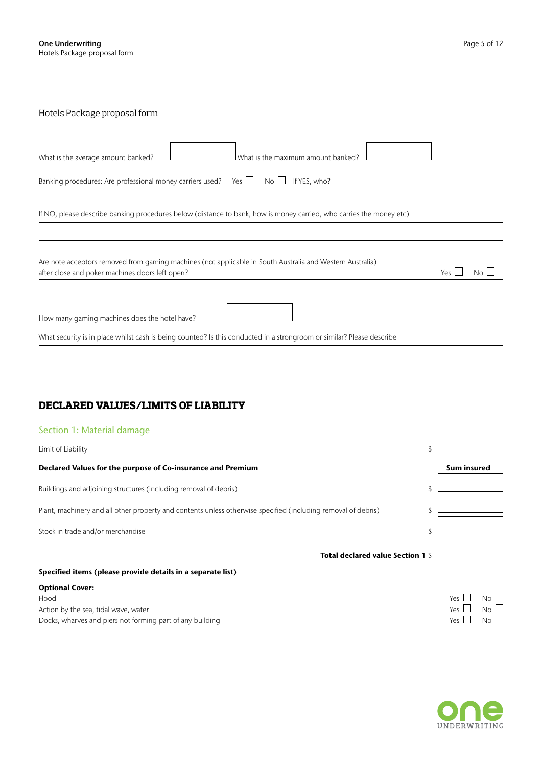## Hotels Package proposal form

What is the average amount banked? \_\_\_\_\_\_\_\_ What is the maximum amount banked? \_\_\_\_\_\_\_\_

Banking procedures: Are professional money carriers used? Yes ☐ No ☐ If YES, who?

\_\_\_\_\_\_\_\_\_\_\_\_\_\_\_\_\_\_\_\_\_\_\_\_\_\_\_\_\_\_\_\_\_\_\_\_\_\_\_\_

If NO, please describe banking procedures below (distance to bank, how is money carried, who carries the money etc)

\_\_\_\_\_\_\_\_\_\_\_\_\_\_\_\_\_\_\_\_\_\_\_\_\_\_\_\_\_\_\_\_\_\_\_\_\_\_\_\_

Are note acceptors removed from gaming machines (not applicable in South Australia and Western Australia) after close and poker machines doors left open? Yes ☐ No ☐

\_\_\_\_\_\_\_\_\_\_\_\_\_\_\_\_\_\_\_\_\_\_\_\_\_\_\_\_\_\_\_\_\_\_\_\_\_\_\_\_

How many gaming machines does the hotel have? \_\_\_\_\_\_\_\_

What security is in place whilst cash is being counted? Is this conducted in a strongroom or similar? Please describe

\_\_\_\_\_\_\_\_\_\_\_\_\_\_\_\_\_\_\_\_\_\_\_\_\_\_\_\_\_\_\_\_\_\_\_\_\_\_\_\_

## DECLARED VALUES/LIMITS OF LIABILITY

### Section 1: Material damage

Limit of Liability $ \_\_\_\_\_\_\_\_

| **Declared Values for the purpose of Co-insurance and Premium** | **Sum insured** |
|---|---|
| Buildings and adjoining structures (including removal of debris) | $ |
| Plant, machinery and all other property and contents unless otherwise specified (including removal of debris) | $ |
| Stock in trade and/or merchandise | $ |
| **Total declared value Section 1** | $ |

**Specified items (please provide details in a separate list)**

**Optional Cover:**

| | | |
|---|---|---|
| Flood | Yes ☐ | No ☐ |
| Action by the sea, tidal wave, water | Yes ☐ | No ☐ |
| Docks, wharves and piers not forming part of any building | Yes ☐ | No ☐ |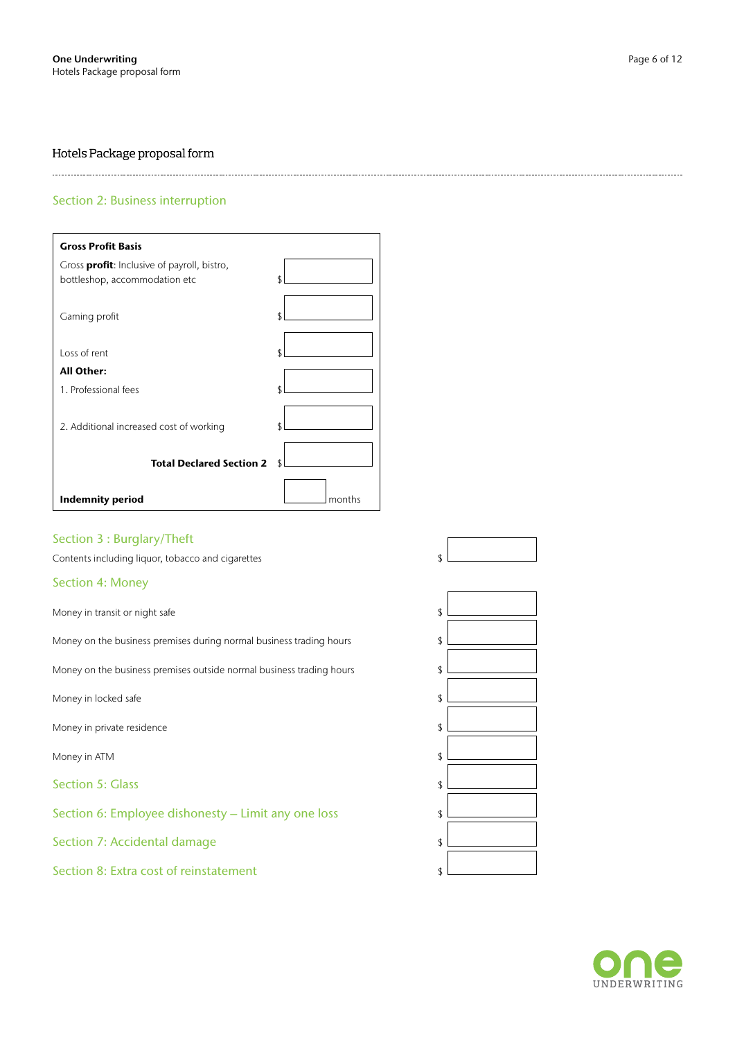# Hotels Package proposal form

## Section 2: Business interruption

| Gross Profit Basis | |
|---|---|
| Gross **profit**: Inclusive of payroll, bistro, bottleshop, accommodation etc | $ |
| Gaming profit | $ |
| Loss of rent | $ |
| **All Other:** | |
| 1. Professional fees | $ |
| 2. Additional increased cost of working | $ |
| **Total Declared Section 2** | $ |
| **Indemnity period** | months |

## Section 3 : Burglary/Theft

| | |
|---|---|
| Contents including liquor, tobacco and cigarettes | $ |

## Section 4: Money

| | |
|---|---|
| Money in transit or night safe | $ |
| Money on the business premises during normal business trading hours | $ |
| Money on the business premises outside normal business trading hours | $ |
| Money in locked safe | $ |
| Money in private residence | $ |
| Money in ATM | $ |

## Section 5: Glass

$

## Section 6: Employee dishonesty – Limit any one loss

$

## Section 7: Accidental damage

$

## Section 8: Extra cost of reinstatement

$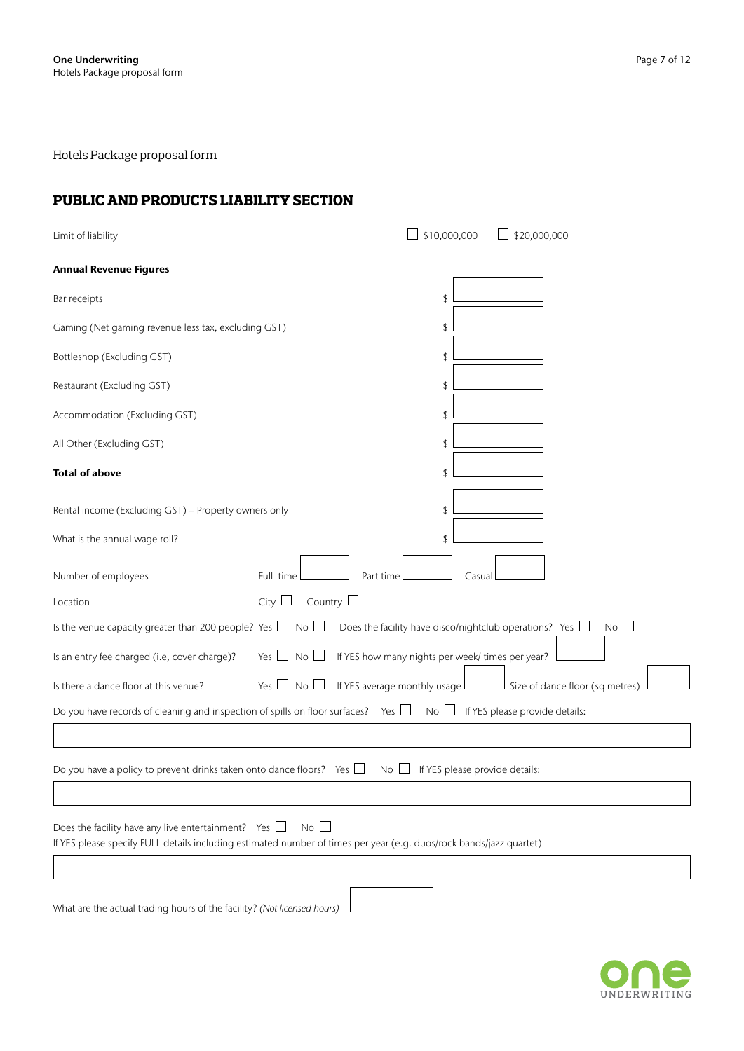Hotels Package proposal form

## PUBLIC AND PRODUCTS LIABILITY SECTION

Limit of liability ☐ $10,000,000 ☐ $20,000,000

**Annual Revenue Figures**

| | |
|---|---|
| Bar receipts | $ |
| Gaming (Net gaming revenue less tax, excluding GST) | $ |
| Bottleshop (Excluding GST) | $ |
| Restaurant (Excluding GST) | $ |
| Accommodation (Excluding GST) | $ |
| All Other (Excluding GST) | $ |
| **Total of above** | $ |
| Rental income (Excluding GST) – Property owners only | $ |
| What is the annual wage roll? | $ |

Number of employees Full time ______ Part time ______ Casual ______

Location City ☐ Country ☐

Is the venue capacity greater than 200 people? Yes ☐ No ☐ Does the facility have disco/nightclub operations? Yes ☐ No ☐

Is an entry fee charged (i.e, cover charge)? Yes ☐ No ☐ If YES how many nights per week/ times per year? ______

Is there a dance floor at this venue? Yes ☐ No ☐ If YES average monthly usage ______ Size of dance floor (sq metres) ______

Do you have records of cleaning and inspection of spills on floor surfaces? Yes ☐ No ☐ If YES please provide details:

______

Do you have a policy to prevent drinks taken onto dance floors? Yes ☐ No ☐ If YES please provide details:

______

Does the facility have any live entertainment? Yes ☐ No ☐
If YES please specify FULL details including estimated number of times per year (e.g. duos/rock bands/jazz quartet)

______

What are the actual trading hours of the facility? *(Not licensed hours)* ______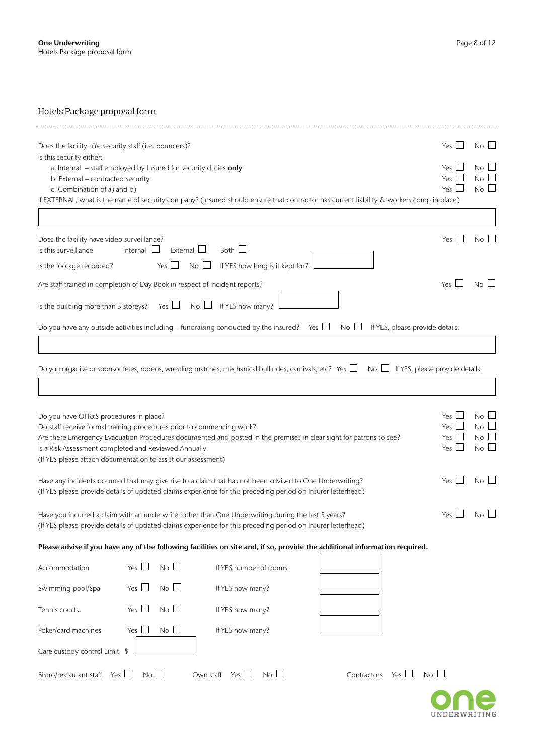## Hotels Package proposal form

Does the facility hire security staff (i.e. bouncers)? Yes ☐ No ☐

Is this security either:

- a. Internal – staff employed by Insured for security duties **only** Yes ☐ No ☐
- b. External – contracted security Yes ☐ No ☐
- c. Combination of a) and b) Yes ☐ No ☐

If EXTERNAL, what is the name of security company? (Insured should ensure that contractor has current liability & workers comp in place)

Does the facility have video surveillance? Yes ☐ No ☐

Is this surveillance Internal ☐ External ☐ Both ☐

Is the footage recorded? Yes ☐ No ☐ If YES how long is it kept for?

Are staff trained in completion of Day Book in respect of incident reports? Yes ☐ No ☐

Is the building more than 3 storeys? Yes ☐ No ☐ If YES how many?

Do you have any outside activities including – fundraising conducted by the insured? Yes ☐ No ☐ If YES, please provide details:

Do you organise or sponsor fetes, rodeos, wrestling matches, mechanical bull rides, carnivals, etc? Yes ☐ No ☐ If YES, please provide details:

Do you have OH&S procedures in place? Yes ☐ No ☐

Do staff receive formal training procedures prior to commencing work? Yes ☐ No ☐

Are there Emergency Evacuation Procedures documented and posted in the premises in clear sight for patrons to see? Yes ☐ No ☐

Is a Risk Assessment completed and Reviewed Annually Yes ☐ No ☐

(If YES please attach documentation to assist our assessment)

Have any incidents occurred that may give rise to a claim that has not been advised to One Underwriting? Yes ☐ No ☐

(If YES please provide details of updated claims experience for this preceding period on Insurer letterhead)

Have you incurred a claim with an underwriter other than One Underwriting during the last 5 years? Yes ☐ No ☐

(If YES please provide details of updated claims experience for this preceding period on Insurer letterhead)

**Please advise if you have any of the following facilities on site and, if so, provide the additional information required.**

Accommodation Yes ☐ No ☐ If YES number of rooms

Swimming pool/Spa Yes ☐ No ☐ If YES how many?

Tennis courts Yes ☐ No ☐ If YES how many?

Poker/card machines Yes ☐ No ☐ If YES how many?

Care custody control Limit $

Bistro/restaurant staff Yes ☐ No ☐ Own staff Yes ☐ No ☐ Contractors Yes ☐ No ☐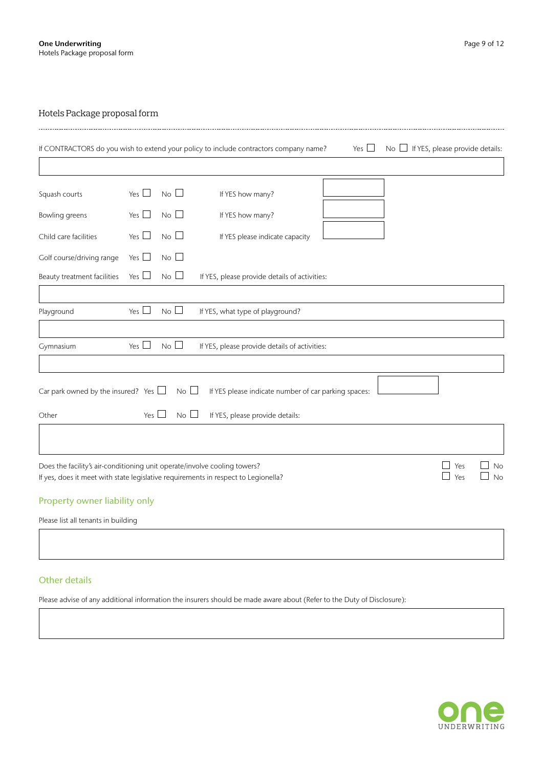## Hotels Package proposal form

If CONTRACTORS do you wish to extend your policy to include contractors company name? Yes ☐ No ☐ If YES, please provide details:

&nbsp;

Squash courts Yes ☐ No ☐ If YES how many?

Bowling greens Yes ☐ No ☐ If YES how many?

Child care facilities Yes ☐ No ☐ If YES please indicate capacity

Golf course/driving range Yes ☐ No ☐

Beauty treatment facilities Yes ☐ No ☐ If YES, please provide details of activities:

&nbsp;

Playground Yes ☐ No ☐ If YES, what type of playground?

&nbsp;

Gymnasium Yes ☐ No ☐ If YES, please provide details of activities:

&nbsp;

Car park owned by the insured? Yes ☐ No ☐ If YES please indicate number of car parking spaces:

Other Yes ☐ No ☐ If YES, please provide details:

&nbsp;

Does the facility's air-conditioning unit operate/involve cooling towers? ☐ Yes ☐ No

If yes, does it meet with state legislative requirements in respect to Legionella? ☐ Yes ☐ No

### Property owner liability only

Please list all tenants in building

&nbsp;

### Other details

Please advise of any additional information the insurers should be made aware about (Refer to the Duty of Disclosure):

&nbsp;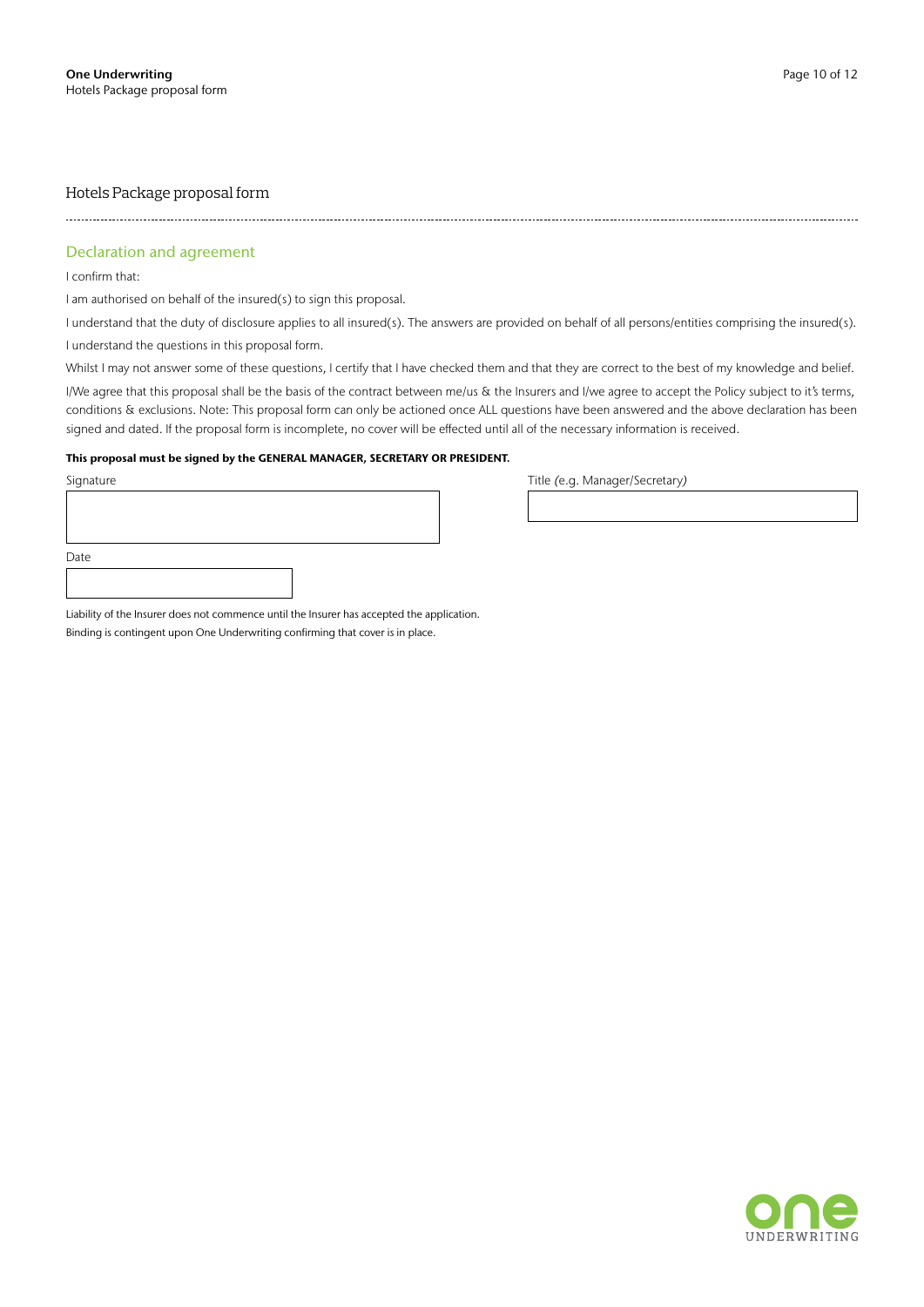## Hotels Package proposal form

### Declaration and agreement

I confirm that:

I am authorised on behalf of the insured(s) to sign this proposal.

I understand that the duty of disclosure applies to all insured(s). The answers are provided on behalf of all persons/entities comprising the insured(s).

I understand the questions in this proposal form.

Whilst I may not answer some of these questions, I certify that I have checked them and that they are correct to the best of my knowledge and belief.

I/We agree that this proposal shall be the basis of the contract between me/us & the Insurers and I/we agree to accept the Policy subject to it's terms, conditions & exclusions. Note: This proposal form can only be actioned once ALL questions have been answered and the above declaration has been signed and dated. If the proposal form is incomplete, no cover will be effected until all of the necessary information is received.

**This proposal must be signed by the GENERAL MANAGER, SECRETARY OR PRESIDENT.**

Signature

Title (e.g. Manager/Secretary)

Date

Liability of the Insurer does not commence until the Insurer has accepted the application.

Binding is contingent upon One Underwriting confirming that cover is in place.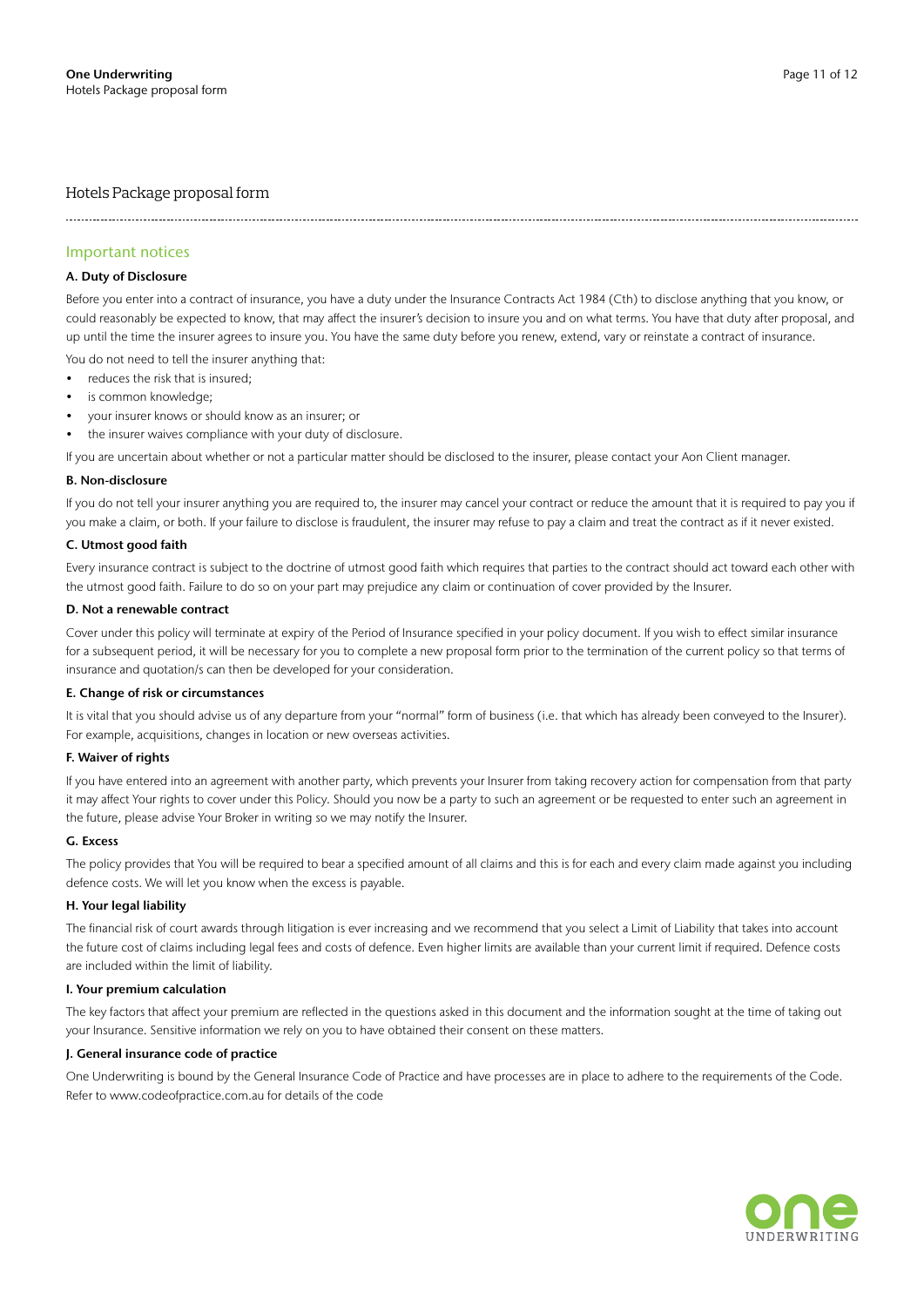# Hotels Package proposal form

## Important notices

### A. Duty of Disclosure

Before you enter into a contract of insurance, you have a duty under the Insurance Contracts Act 1984 (Cth) to disclose anything that you know, or could reasonably be expected to know, that may affect the insurer's decision to insure you and on what terms. You have that duty after proposal, and up until the time the insurer agrees to insure you. You have the same duty before you renew, extend, vary or reinstate a contract of insurance.

You do not need to tell the insurer anything that:

- reduces the risk that is insured;
- is common knowledge;
- your insurer knows or should know as an insurer; or
- the insurer waives compliance with your duty of disclosure.

If you are uncertain about whether or not a particular matter should be disclosed to the insurer, please contact your Aon Client manager.

### B. Non-disclosure

If you do not tell your insurer anything you are required to, the insurer may cancel your contract or reduce the amount that it is required to pay you if you make a claim, or both. If your failure to disclose is fraudulent, the insurer may refuse to pay a claim and treat the contract as if it never existed.

### C. Utmost good faith

Every insurance contract is subject to the doctrine of utmost good faith which requires that parties to the contract should act toward each other with the utmost good faith. Failure to do so on your part may prejudice any claim or continuation of cover provided by the Insurer.

### D. Not a renewable contract

Cover under this policy will terminate at expiry of the Period of Insurance specified in your policy document. If you wish to effect similar insurance for a subsequent period, it will be necessary for you to complete a new proposal form prior to the termination of the current policy so that terms of insurance and quotation/s can then be developed for your consideration.

### E. Change of risk or circumstances

It is vital that you should advise us of any departure from your "normal" form of business (i.e. that which has already been conveyed to the Insurer). For example, acquisitions, changes in location or new overseas activities.

### F. Waiver of rights

If you have entered into an agreement with another party, which prevents your Insurer from taking recovery action for compensation from that party it may affect Your rights to cover under this Policy. Should you now be a party to such an agreement or be requested to enter such an agreement in the future, please advise Your Broker in writing so we may notify the Insurer.

### G. Excess

The policy provides that You will be required to bear a specified amount of all claims and this is for each and every claim made against you including defence costs. We will let you know when the excess is payable.

### H. Your legal liability

The financial risk of court awards through litigation is ever increasing and we recommend that you select a Limit of Liability that takes into account the future cost of claims including legal fees and costs of defence. Even higher limits are available than your current limit if required. Defence costs are included within the limit of liability.

### I. Your premium calculation

The key factors that affect your premium are reflected in the questions asked in this document and the information sought at the time of taking out your Insurance. Sensitive information we rely on you to have obtained their consent on these matters.

### J. General insurance code of practice

One Underwriting is bound by the General Insurance Code of Practice and have processes are in place to adhere to the requirements of the Code. Refer to www.codeofpractice.com.au for details of the code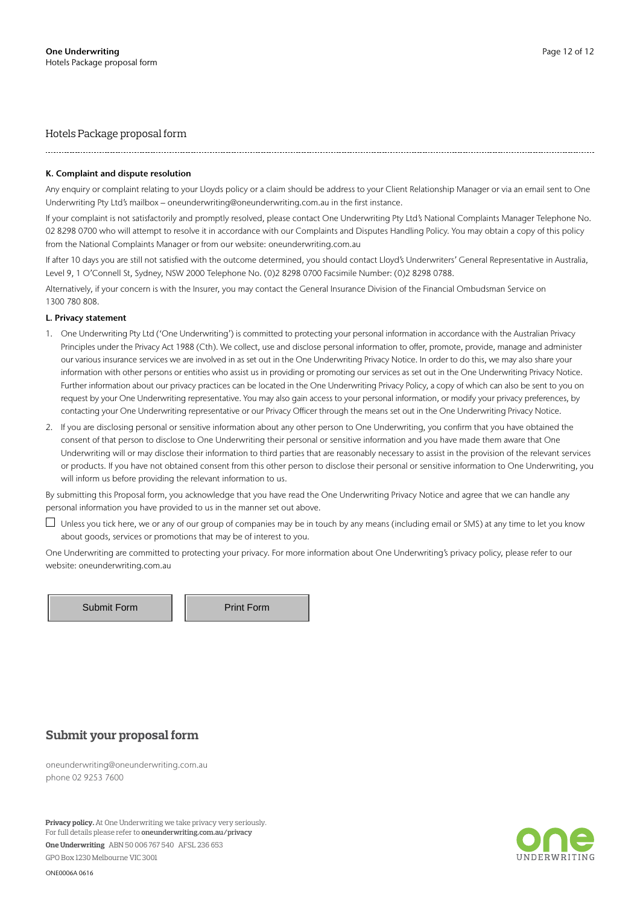## Hotels Package proposal form

### K. Complaint and dispute resolution

Any enquiry or complaint relating to your Lloyds policy or a claim should be address to your Client Relationship Manager or via an email sent to One Underwriting Pty Ltd's mailbox – oneunderwriting@oneunderwriting.com.au in the first instance.

If your complaint is not satisfactorily and promptly resolved, please contact One Underwriting Pty Ltd's National Complaints Manager Telephone No. 02 8298 0700 who will attempt to resolve it in accordance with our Complaints and Disputes Handling Policy. You may obtain a copy of this policy from the National Complaints Manager or from our website: oneunderwriting.com.au

If after 10 days you are still not satisfied with the outcome determined, you should contact Lloyd's Underwriters' General Representative in Australia, Level 9, 1 O'Connell St, Sydney, NSW 2000 Telephone No. (0)2 8298 0700 Facsimile Number: (0)2 8298 0788.

Alternatively, if your concern is with the Insurer, you may contact the General Insurance Division of the Financial Ombudsman Service on 1300 780 808.

### L. Privacy statement

1. One Underwriting Pty Ltd ('One Underwriting') is committed to protecting your personal information in accordance with the Australian Privacy Principles under the Privacy Act 1988 (Cth). We collect, use and disclose personal information to offer, promote, provide, manage and administer our various insurance services we are involved in as set out in the One Underwriting Privacy Notice. In order to do this, we may also share your information with other persons or entities who assist us in providing or promoting our services as set out in the One Underwriting Privacy Notice. Further information about our privacy practices can be located in the One Underwriting Privacy Policy, a copy of which can also be sent to you on request by your One Underwriting representative. You may also gain access to your personal information, or modify your privacy preferences, by contacting your One Underwriting representative or our Privacy Officer through the means set out in the One Underwriting Privacy Notice.
2. If you are disclosing personal or sensitive information about any other person to One Underwriting, you confirm that you have obtained the consent of that person to disclose to One Underwriting their personal or sensitive information and you have made them aware that One Underwriting will or may disclose their information to third parties that are reasonably necessary to assist in the provision of the relevant services or products. If you have not obtained consent from this other person to disclose their personal or sensitive information to One Underwriting, you will inform us before providing the relevant information to us.

By submitting this Proposal form, you acknowledge that you have read the One Underwriting Privacy Notice and agree that we can handle any personal information you have provided to us in the manner set out above.

☐ Unless you tick here, we or any of our group of companies may be in touch by any means (including email or SMS) at any time to let you know about goods, services or promotions that may be of interest to you.

One Underwriting are committed to protecting your privacy. For more information about One Underwriting's privacy policy, please refer to our website: oneunderwriting.com.au

Submit Form | Print Form

## Submit your proposal form

oneunderwriting@oneunderwriting.com.au
phone 02 9253 7600

**Privacy policy.** At One Underwriting we take privacy very seriously.
For full details please refer to **oneunderwriting.com.au/privacy**

**One Underwriting** ABN 50 006 767 540 AFSL 236 653
GPO Box 1230 Melbourne VIC 3001

ONE0006A 0616